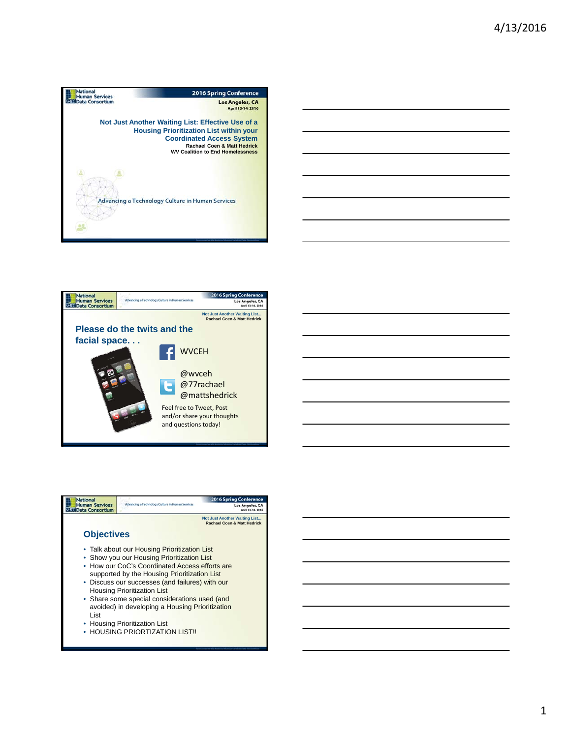National Human Services Data Consortium

2016 Spring Conference

Los Angeles, CA
April 13-14, 2016

# Not Just Another Waiting List: Effective Use of a Housing Prioritization List within your Coordinated Access System

**Rachael Coen & Matt Hedrick**
**WV Coalition to End Homelessness**

Advancing a Technology Culture in Human Services

---

## Please do the twits and the facial space. . .

WVCEH

@wvceh
@77rachael
@mattshedrick

Feel free to Tweet, Post and/or share your thoughts and questions today!

---

## Objectives

- Talk about our Housing Prioritization List
- Show you our Housing Prioritization List
- How our CoC's Coordinated Access efforts are supported by the Housing Prioritization List
- Discuss our successes (and failures) with our Housing Prioritization List
- Share some special considerations used (and avoided) in developing a Housing Prioritization List
- Housing Prioritization List
- HOUSING PRIORTIZATION LIST!!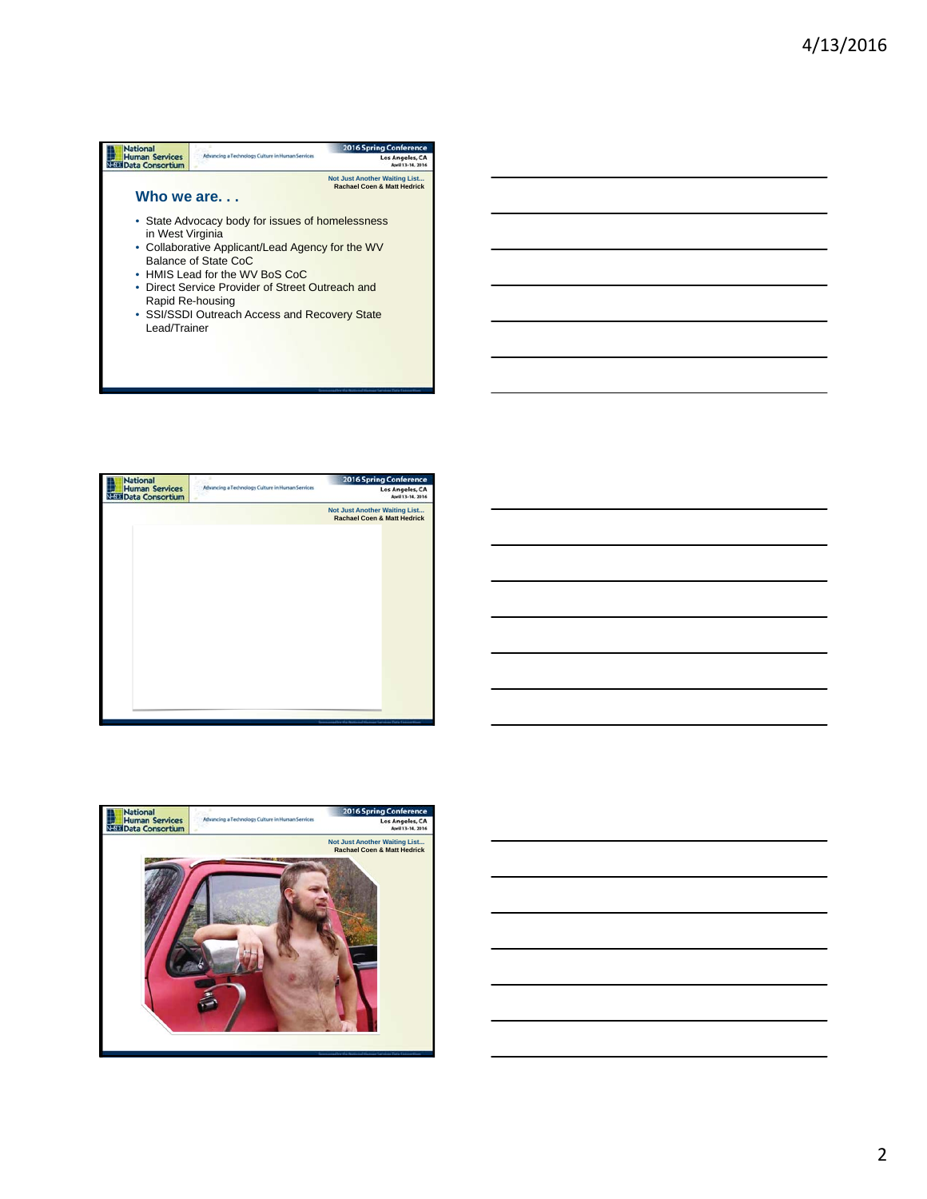## Who we are. . .

- State Advocacy body for issues of homelessness in West Virginia
- Collaborative Applicant/Lead Agency for the WV Balance of State CoC
- HMIS Lead for the WV BoS CoC
- Direct Service Provider of Street Outreach and Rapid Re-housing
- SSI/SSDI Outreach Access and Recovery State Lead/Trainer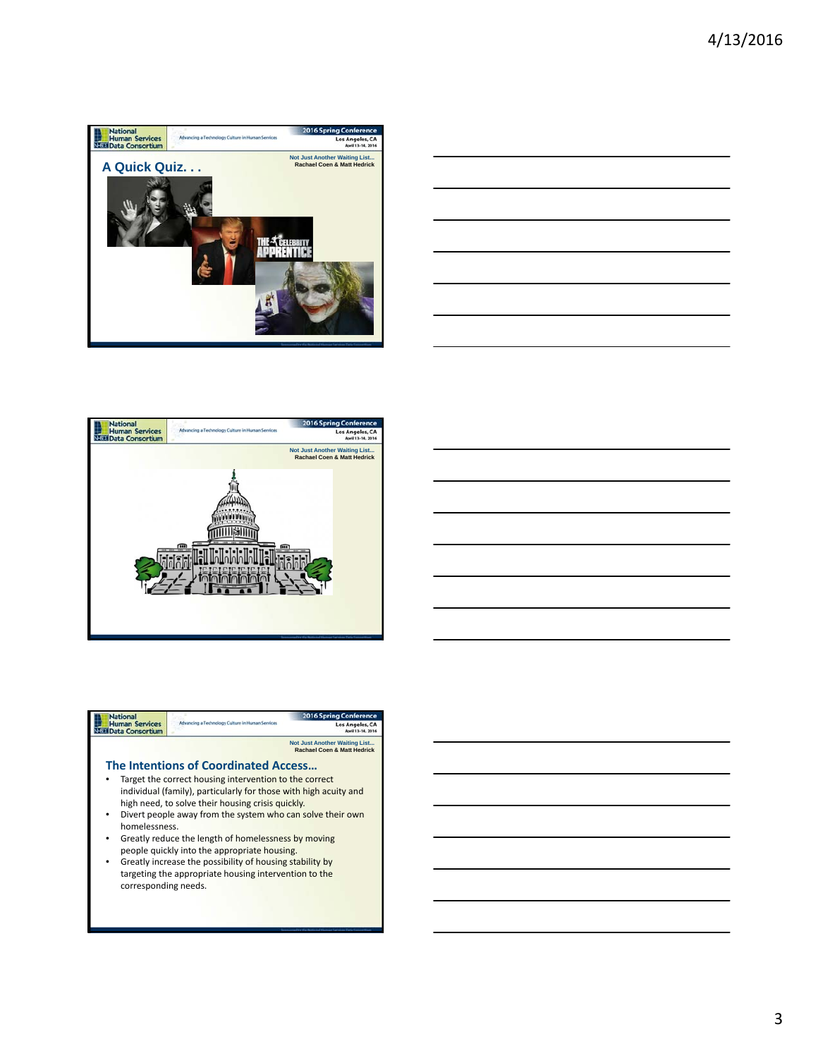## A Quick Quiz. . .

## The Intentions of Coordinated Access…

- Target the correct housing intervention to the correct individual (family), particularly for those with high acuity and high need, to solve their housing crisis quickly.
- Divert people away from the system who can solve their own homelessness.
- Greatly reduce the length of homelessness by moving people quickly into the appropriate housing.
- Greatly increase the possibility of housing stability by targeting the appropriate housing intervention to the corresponding needs.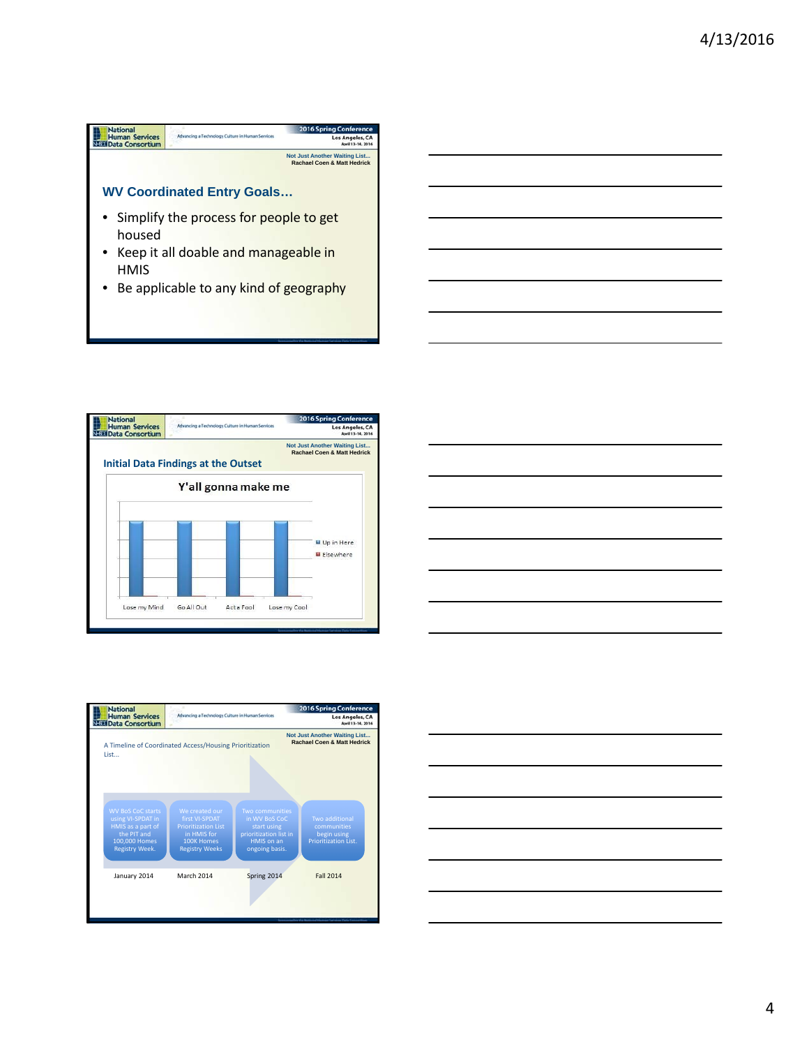## WV Coordinated Entry Goals…

- Simplify the process for people to get housed
- Keep it all doable and manageable in HMIS
- Be applicable to any kind of geography

## Initial Data Findings at the Outset

**Y'all gonna make me**

| | Up in Here | Elsewhere |
|---|---|---|
| Lose my Mind | | |
| Go All Out | | |
| Act a Fool | | |
| Lose my Cool | | |

## A Timeline of Coordinated Access/Housing Prioritization List…

| January 2014 | March 2014 | Spring 2014 | Fall 2014 |
|---|---|---|---|
| WV BoS CoC starts using VI-SPDAT in HMIS as a part of the PIT and 100,000 Homes Registry Week. | We created our first VI-SPDAT Prioritization List in HMIS for 100K Homes Registry Weeks | Two communities in WV BoS CoC start using prioritization list in HMIS on an ongoing basis. | Two additional communities begin using Prioritization List. |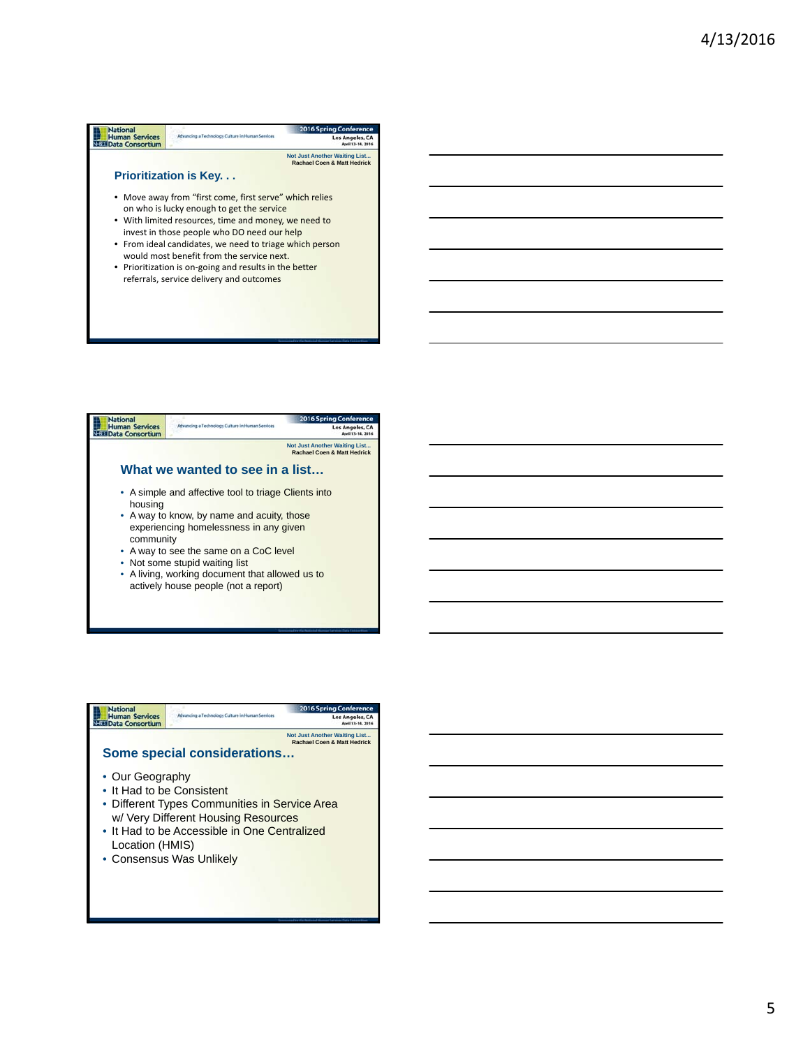## Prioritization is Key. . .

Not Just Another Waiting List…
Rachael Coen & Matt Hedrick

- Move away from "first come, first serve" which relies on who is lucky enough to get the service
- With limited resources, time and money, we need to invest in those people who DO need our help
- From ideal candidates, we need to triage which person would most benefit from the service next.
- Prioritization is on-going and results in the better referrals, service delivery and outcomes

## What we wanted to see in a list…

Not Just Another Waiting List…
Rachael Coen & Matt Hedrick

- A simple and affective tool to triage Clients into housing
- A way to know, by name and acuity, those experiencing homelessness in any given community
- A way to see the same on a CoC level
- Not some stupid waiting list
- A living, working document that allowed us to actively house people (not a report)

## Some special considerations…

Not Just Another Waiting List…
Rachael Coen & Matt Hedrick

- Our Geography
- It Had to be Consistent
- Different Types Communities in Service Area w/ Very Different Housing Resources
- It Had to be Accessible in One Centralized Location (HMIS)
- Consensus Was Unlikely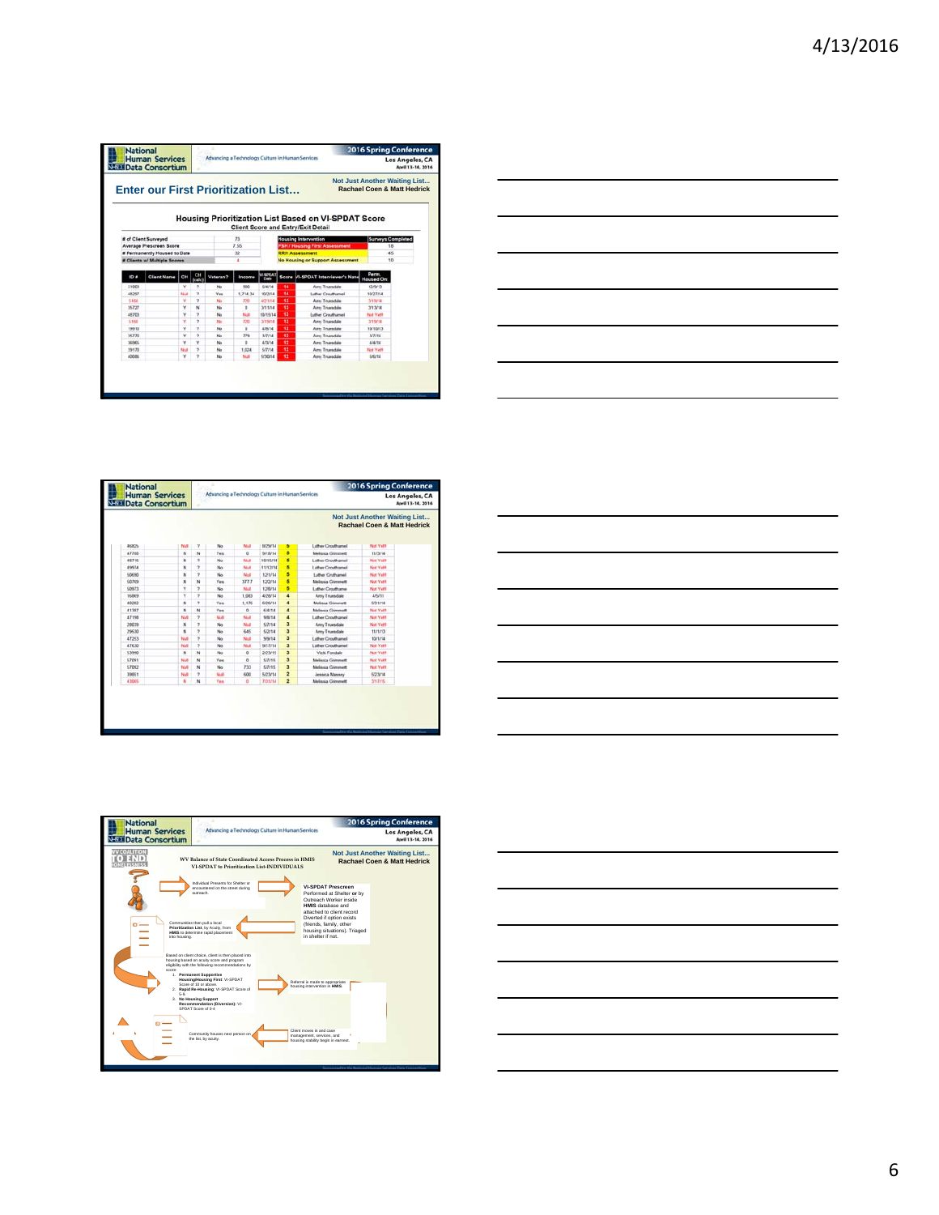## Enter our First Prioritization List…

Not Just Another Waiting List…
Rachael Coen & Matt Hedrick

### Housing Prioritization List Based on VI-SPDAT Score

Client Score and Entry/Exit Detail

| | |
|---|---|
| # of Client Surveyed | 73 |
| Average Prescreen Score | 7.35 |
| # Permanently Housed to Date | 32 |
| # Clients w/ Multiple Scores | 4 |

| Housing Intervention | Surveys Completed |
|---|---|
| PSH / Housing First Assessment | 18 |
| RRH Assessment | 45 |
| No Housing or Support Assessment | 10 |

| ID # | Client Name | CH | CH (calc) | Veteran? | Income | VI-SPDAT Date | Score | VI-SPDAT Interviewer's Name | Perm. Housed On |
|---|---|---|---|---|---|---|---|---|---|
| 31069 | | Y | ? | No | 990 | 6/4/14 | 14 | Amy Truesdale | 12/9/13 |
| 46297 | | Null | ? | Yes | 1,714.34 | 10/2/14 | 13 | Luther Crouthamel | 10/27/14 |
| 5166 | | Y | ? | No | 735 | 4/21/14 | 13 | Amy Truesdale | 3/19/14 |
| 35727 | | Y | N | No | 0 | 3/11/14 | 13 | Amy Truesdale | 3/13/14 |
| 45703 | | Y | ? | No | Null | 10/15/14 | 13 | Luther Crouthamel | Not Yet! |
| 5166 | | Y | ? | No | 735 | 3/19/14 | 12 | Amy Truesdale | 3/19/14 |
| 19910 | | Y | ? | No | 0 | 4/8/14 | 14 | Amy Truesdale | 10/10/13 |
| 36735 | | Y | ? | No | 779 | 3/7/14 | 13 | Amy Truesdale | 3/7/14 |
| 36965 | | Y | Y | No | 0 | 4/3/14 | 13 | Amy Truesdale | 4/4/14 |
| 39170 | | Null | ? | No | 1,024 | 5/7/14 | 12 | Amy Truesdale | Not Yet! |
| 40086 | | Y | ? | No | Null | 5/30/14 | 13 | Amy Truesdale | 5/6/14 |

Not Just Another Waiting List…
Rachael Coen & Matt Hedrick

| ID # | Client Name | CH | CH (calc) | Veteran? | Income | VI-SPDAT Date | Score | VI-SPDAT Interviewer's Name | Perm. Housed On |
|---|---|---|---|---|---|---|---|---|---|
| 46825 | | Null | ? | No | Null | 8/29/14 | 5 | Luther Crouthamel | Not Yet! |
| 47749 | | N | N | Yes | 0 | 9/18/14 | 5 | Melissa Gimmett | 11/3/14 |
| 48716 | | N | ? | No | Null | 10/15/14 | 5 | Luther Crouthamel | Not Yet! |
| 49974 | | N | ? | No | Null | 11/13/14 | 5 | Luther Crouthamel | Not Yet! |
| 50690 | | N | ? | No | Null | 12/1/14 | 5 | Luther Crouthamel | Not Yet! |
| 50769 | | N | N | Yes | 377.7 | 12/2/14 | 5 | Melissa Gimmett | Not Yet! |
| 50973 | | Y | ? | No | Null | 12/8/14 | 5 | Luther Crouthamel | Not Yet! |
| 16869 | | Y | ? | No | 1,083 | 4/28/14 | 4 | Amy Truesdale | 4/5/11 |
| 40262 | | N | ? | Yes | 1,176 | 6/26/14 | 4 | Melissa Gimmett | 6/31/14 |
| 41387 | | N | N | Yes | 0 | 6/4/14 | 4 | Melissa Gimmett | Not Yet! |
| 47198 | | Null | ? | Null | Null | 9/8/14 | 4 | Luther Crouthamel | Not Yet! |
| 28039 | | N | ? | No | Null | 5/7/14 | 3 | Amy Truesdale | Not Yet! |
| 29630 | | N | ? | No | 645 | 5/2/14 | 3 | Amy Truesdale | 11/1/13 |
| 47253 | | Null | ? | No | Null | 9/9/14 | 3 | Luther Crouthamel | 10/1/14 |
| 47630 | | Null | ? | No | Null | 9/17/14 | 3 | Luther Crouthamel | Not Yet! |
| 53990 | | N | N | No | 0 | 2/23/15 | 3 | Vicki Fondale | Not Yet! |
| 57061 | | Null | N | Yes | 0 | 5/7/15 | 3 | Melissa Gimmett | Not Yet! |
| 57062 | | Null | N | No | 733 | 5/7/15 | 3 | Melissa Gimmett | Not Yet! |
| 39811 | | Null | ? | Null | 600 | 5/23/14 | 2 | Jessica Massey | 5/23/14 |
| 43065 | | N | N | Yes | 0 | 7/31/14 | 2 | Melissa Gimmett | 3/17/15 |

Not Just Another Waiting List…
Rachael Coen & Matt Hedrick

WV Balance of State Coordinated Access Process in HMIS
VI-SPDAT to Prioritization List-INDIVIDUALS

- Individual Presents for Shelter or encountered on the street during outreach.
- **VI-SPDAT Prescreen** Performed at Shelter **or** by Outreach Worker inside **HMIS** database and attached to client record. Diverted if option exists (friends, family, other housing situations). Triaged in shelter if not.
- Communities then pull a local **Prioritization List**, by Acuity, from **HMIS** to determine rapid placement into housing.
- Based on client choice, client is then placed into housing based on acuity score and program eligibility with the following recommendations by score:
  1. **Permanent Supportive Housing/Housing First**: VI-SPDAT Score of 10 or above.
  2. **Rapid Re-Housing**: VI-SPDAT Score of 5-9.
  3. **No Housing Support Recommendation (Diversion)**: VI-SPDAT Score of 0-4.
- Referral is made to appropriate housing intervention in **HMIS**.
- Client moves in and case management, services, and housing stability begin in earnest.
- Community houses next person on the list, by acuity.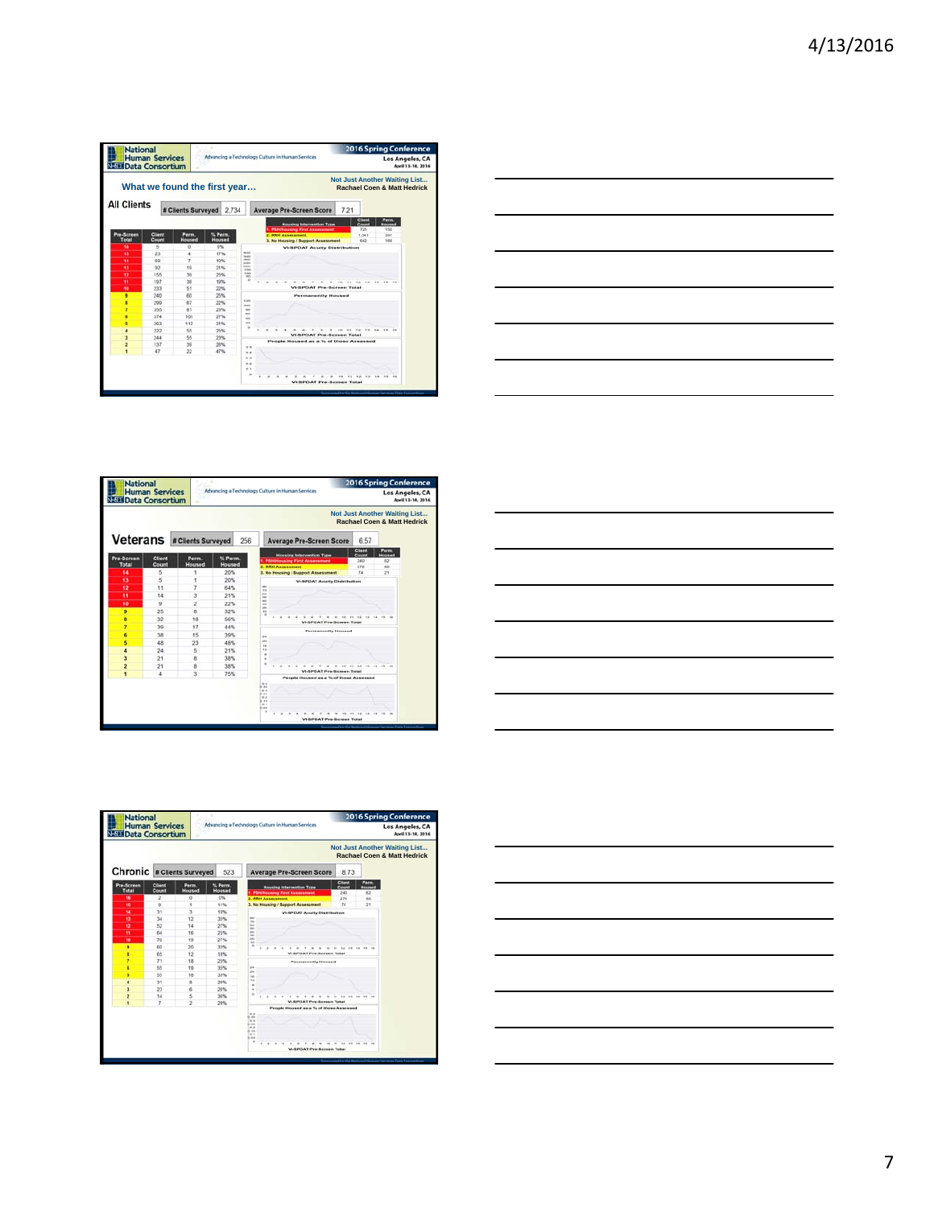National Human Services Data Consortium — Advancing a Technology Culture in Human Services — 2016 Spring Conference, Los Angeles, CA, April 13-14, 2016

Not Just Another Waiting List...
Rachael Coen & Matt Hedrick

## What we found the first year…

### All Clients

| # Clients Surveyed | 2,734 |
|---|---|

| Average Pre-Screen Score | 7.21 |
|---|---|

| Pre-Screen Total | Client Count | Perm. Housed | % Perm. Housed |
|---|---|---|---|
| 16 | 5 | 0 | 0% |
| 15 | 23 | 4 | 17% |
| 14 | 69 | 7 | 10% |
| 13 | 92 | 19 | 21% |
| 12 | 155 | 39 | 25% |
| 11 | 197 | 38 | 19% |
| 10 | 233 | 51 | 22% |
| 9 | 240 | 60 | 25% |
| 8 | 299 | 67 | 22% |
| 7 | 330 | 87 | 23% |
| 6 | 374 | 101 | 27% |
| 5 | 363 | 112 | 31% |
| 4 | 333 | 55 | 26% |
| 3 | 244 | 55 | 23% |
| 2 | 137 | 39 | 28% |
| 1 | 47 | 22 | 47% |

| Housing Intervention Type | Client Count | Perm. Housed |
|---|---|---|
| 1. PSH/Housing First Assessment | 725 | 150 |
| 2. RRH Assessment | 1,341 | 397 |
| 3. No Housing / Support Assessment | 642 | 166 |

VI-SPDAT Acuity Distribution

Permanently Housed

People Housed as a % of those Assessed

### Veterans

| # Clients Surveyed | 256 |
|---|---|

| Average Pre-Screen Score | 6.57 |
|---|---|

| Pre-Screen Total | Client Count | Perm. Housed | % Perm. Housed |
|---|---|---|---|
| 14 | 5 | 1 | 20% |
| 13 | 5 | 1 | 20% |
| 12 | 11 | 7 | 64% |
| 11 | 14 | 3 | 21% |
| 10 | 9 | 2 | 22% |
| 9 | 25 | 8 | 32% |
| 8 | 32 | 18 | 56% |
| 7 | 39 | 17 | 44% |
| 6 | 38 | 15 | 39% |
| 5 | 48 | 23 | 48% |
| 4 | 24 | 5 | 21% |
| 3 | 21 | 8 | 38% |
| 2 | 21 | 8 | 38% |
| 1 | 4 | 3 | 75% |

| Housing Intervention Type | Client Count | Perm. Housed |
|---|---|---|
| 1. PSH/Housing First Assessment | 240 | 62 |
| 2. RRH Assessment | 276 | 80 |
| 3. No Housing / Support Assessment | 74 | 21 |

VI-SPDAT Acuity Distribution

Permanently Housed

People Housed as a % of those Assessed

### Chronic

| # Clients Surveyed | 523 |
|---|---|

| Average Pre-Screen Score | 8.73 |
|---|---|

| Pre-Screen Total | Client Count | Perm. Housed | % Perm. Housed |
|---|---|---|---|
| 16 | 2 | 0 | 0% |
| 15 | 9 | 1 | 11% |
| 14 | 31 | 3 | 13% |
| 13 | 34 | 12 | 35% |
| 12 | 52 | 14 | 27% |
| 11 | 64 | 16 | 25% |
| 10 | 70 | 19 | 27% |
| 9 | 60 | 20 | 33% |
| 8 | 65 | 12 | 18% |
| 7 | 71 | 18 | 25% |
| 6 | 55 | 19 | 35% |
| 5 | 50 | 18 | 37% |
| 4 | 31 | 8 | 26% |
| 3 | 23 | 6 | 26% |
| 2 | 14 | 5 | 36% |
| 1 | 7 | 2 | 29% |

| Housing Intervention Type | Client Count | Perm. Housed |
|---|---|---|
| 1. PSH/Housing First Assessment | 240 | 62 |
| 2. RRH Assessment | 276 | 80 |
| 3. No Housing / Support Assessment | 74 | 21 |

VI-SPDAT Acuity Distribution

Permanently Housed

People Housed as a % of those Assessed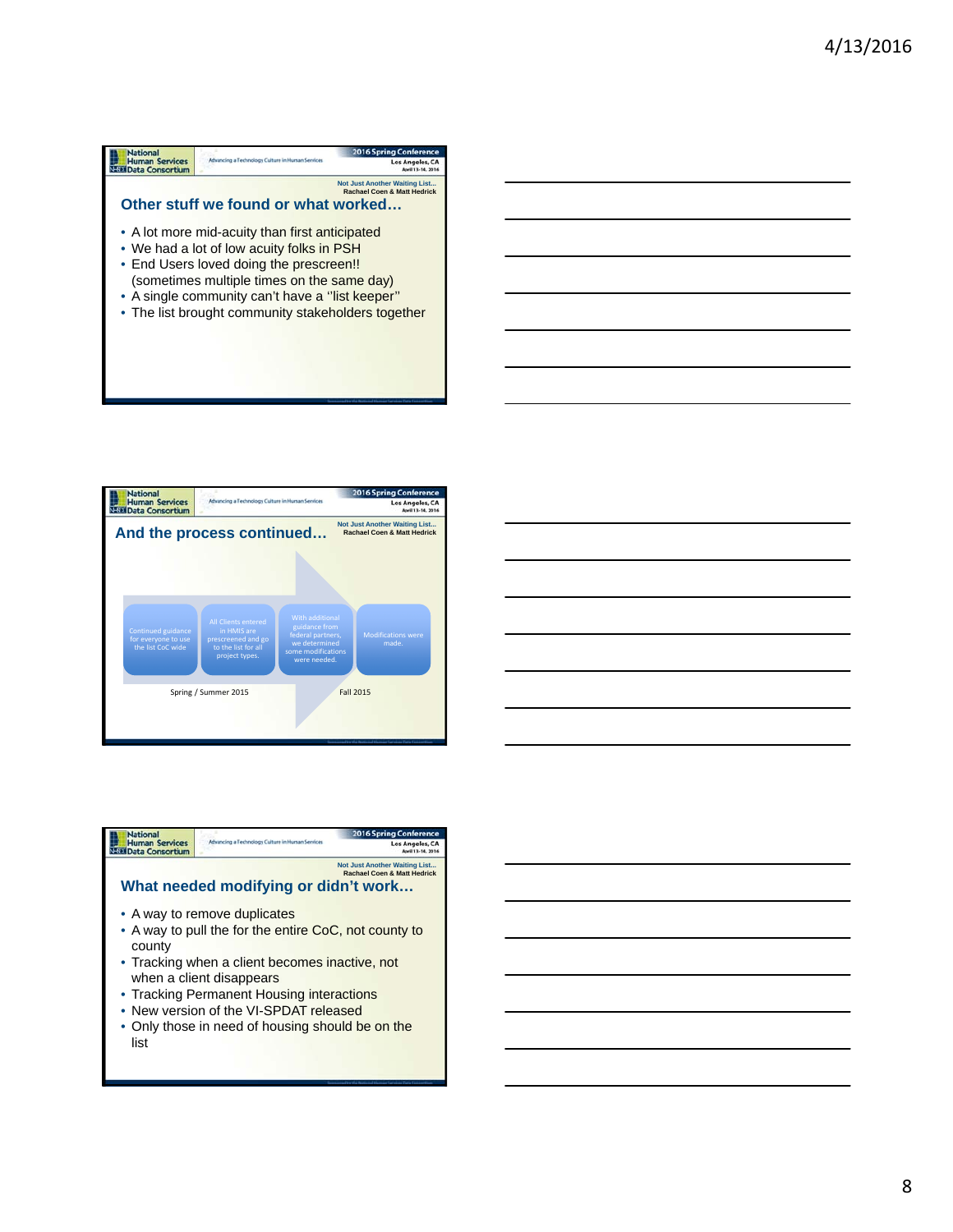## Other stuff we found or what worked…

- A lot more mid-acuity than first anticipated
- We had a lot of low acuity folks in PSH
- End Users loved doing the prescreen!! (sometimes multiple times on the same day)
- A single community can't have a "list keeper"
- The list brought community stakeholders together

## And the process continued…

- Continued guidance for everyone to use the list CoC wide
- All Clients entered in HMIS are prescreened and go to the list for all project types.
- With additional guidance from federal partners, we determined some modifications were needed.
- Modifications were made.

Spring / Summer 2015 — Fall 2015

## What needed modifying or didn't work…

- A way to remove duplicates
- A way to pull the for the entire CoC, not county to county
- Tracking when a client becomes inactive, not when a client disappears
- Tracking Permanent Housing interactions
- New version of the VI-SPDAT released
- Only those in need of housing should be on the list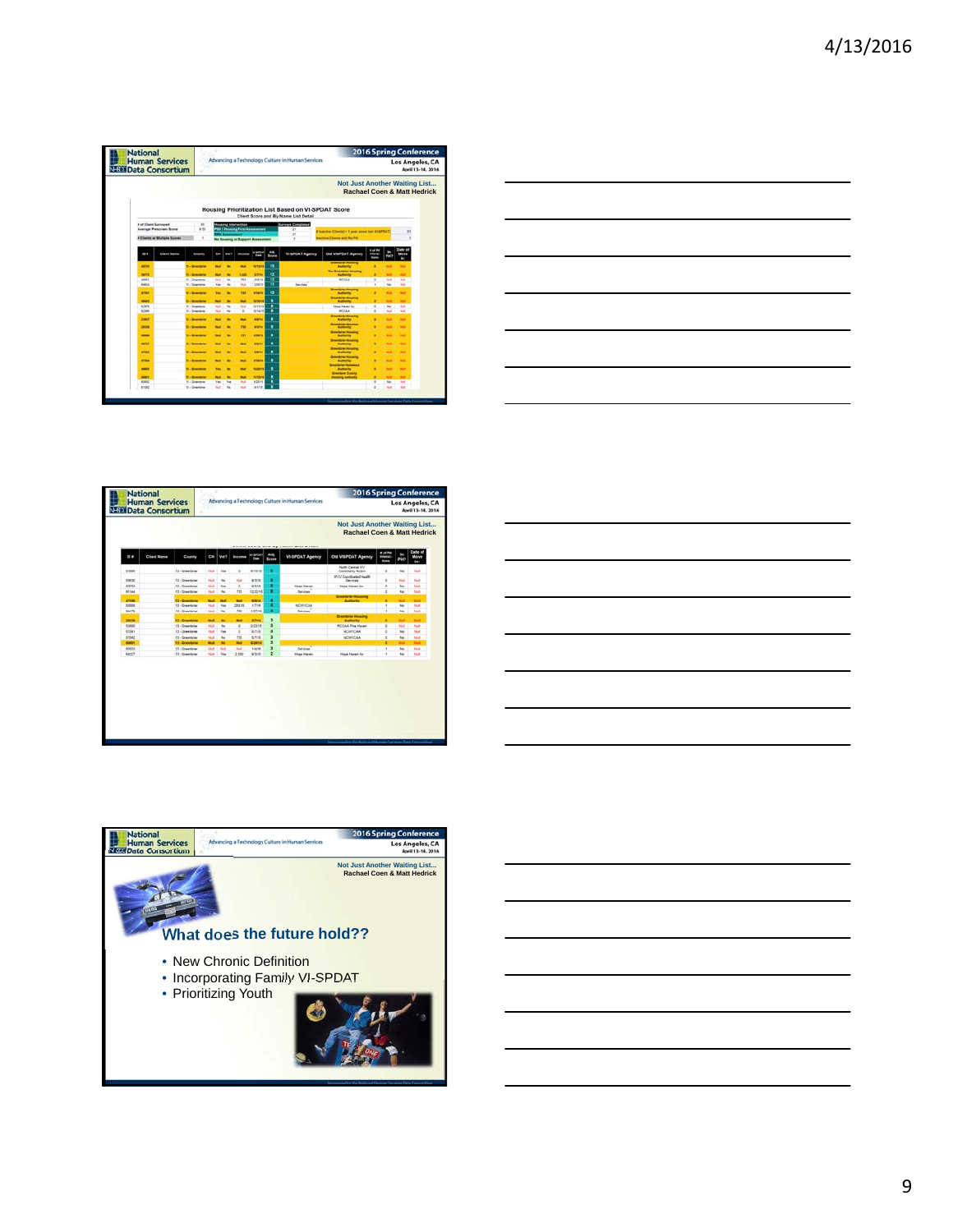Not Just Another Waiting List...
Rachael Coen & Matt Hedrick

## Housing Prioritization List Based on VI-SPDAT Score

Client Score and By Name List Detail

Not Just Another Waiting List...
Rachael Coen & Matt Hedrick

Not Just Another Waiting List...
Rachael Coen & Matt Hedrick

## What does the future hold??

- New Chronic Definition
- Incorporating Family VI-SPDAT
- Prioritizing Youth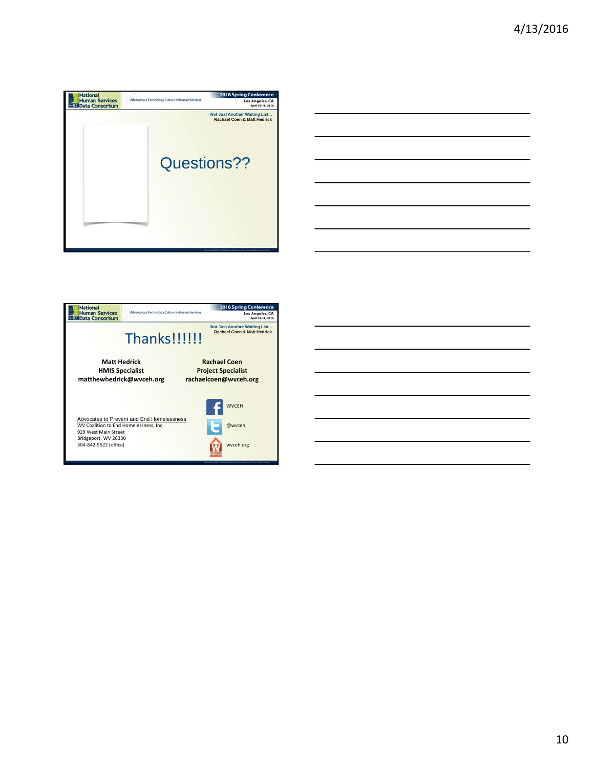National Human Services Data Consortium

Advancing a Technology Culture in Human Services

2016 Spring Conference
Los Angeles, CA
April 13-14, 2016

Not Just Another Waiting List...
Rachael Coen & Matt Hedrick

# Questions??

National Human Services Data Consortium

Advancing a Technology Culture in Human Services

2016 Spring Conference
Los Angeles, CA
April 13-14, 2016

Not Just Another Waiting List...
Rachael Coen & Matt Hedrick

# Thanks!!!!!!

**Matt Hedrick**
**HMIS Specialist**
**matthewhedrick@wvceh.org**

**Rachael Coen**
**Project Specialist**
**rachaelcoen@wvceh.org**

Advocates to Prevent and End Homelessness
WV Coalition to End Homelessness, Inc.
929 West Main Street
Bridgeport, WV 26330
304-842-9522 (office)

WVCEH
@wvceh
wvceh.org